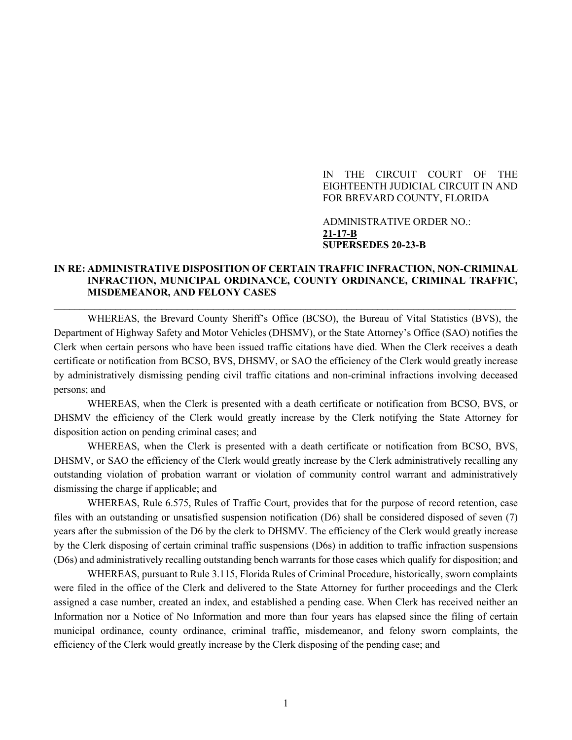IN THE CIRCUIT COURT OF THE EIGHTEENTH JUDICIAL CIRCUIT IN AND FOR BREVARD COUNTY, FLORIDA

ADMINISTRATIVE ORDER NO.:
**21-17-B**
**SUPERSEDES 20-23-B**

**IN RE: ADMINISTRATIVE DISPOSITION OF CERTAIN TRAFFIC INFRACTION, NON-CRIMINAL INFRACTION, MUNICIPAL ORDINANCE, COUNTY ORDINANCE, CRIMINAL TRAFFIC, MISDEMEANOR, AND FELONY CASES**

---

WHEREAS, the Brevard County Sheriff's Office (BCSO), the Bureau of Vital Statistics (BVS), the Department of Highway Safety and Motor Vehicles (DHSMV), or the State Attorney's Office (SAO) notifies the Clerk when certain persons who have been issued traffic citations have died. When the Clerk receives a death certificate or notification from BCSO, BVS, DHSMV, or SAO the efficiency of the Clerk would greatly increase by administratively dismissing pending civil traffic citations and non-criminal infractions involving deceased persons; and

WHEREAS, when the Clerk is presented with a death certificate or notification from BCSO, BVS, or DHSMV the efficiency of the Clerk would greatly increase by the Clerk notifying the State Attorney for disposition action on pending criminal cases; and

WHEREAS, when the Clerk is presented with a death certificate or notification from BCSO, BVS, DHSMV, or SAO the efficiency of the Clerk would greatly increase by the Clerk administratively recalling any outstanding violation of probation warrant or violation of community control warrant and administratively dismissing the charge if applicable; and

WHEREAS, Rule 6.575, Rules of Traffic Court, provides that for the purpose of record retention, case files with an outstanding or unsatisfied suspension notification (D6) shall be considered disposed of seven (7) years after the submission of the D6 by the clerk to DHSMV. The efficiency of the Clerk would greatly increase by the Clerk disposing of certain criminal traffic suspensions (D6s) in addition to traffic infraction suspensions (D6s) and administratively recalling outstanding bench warrants for those cases which qualify for disposition; and

WHEREAS, pursuant to Rule 3.115, Florida Rules of Criminal Procedure, historically, sworn complaints were filed in the office of the Clerk and delivered to the State Attorney for further proceedings and the Clerk assigned a case number, created an index, and established a pending case. When Clerk has received neither an Information nor a Notice of No Information and more than four years has elapsed since the filing of certain municipal ordinance, county ordinance, criminal traffic, misdemeanor, and felony sworn complaints, the efficiency of the Clerk would greatly increase by the Clerk disposing of the pending case; and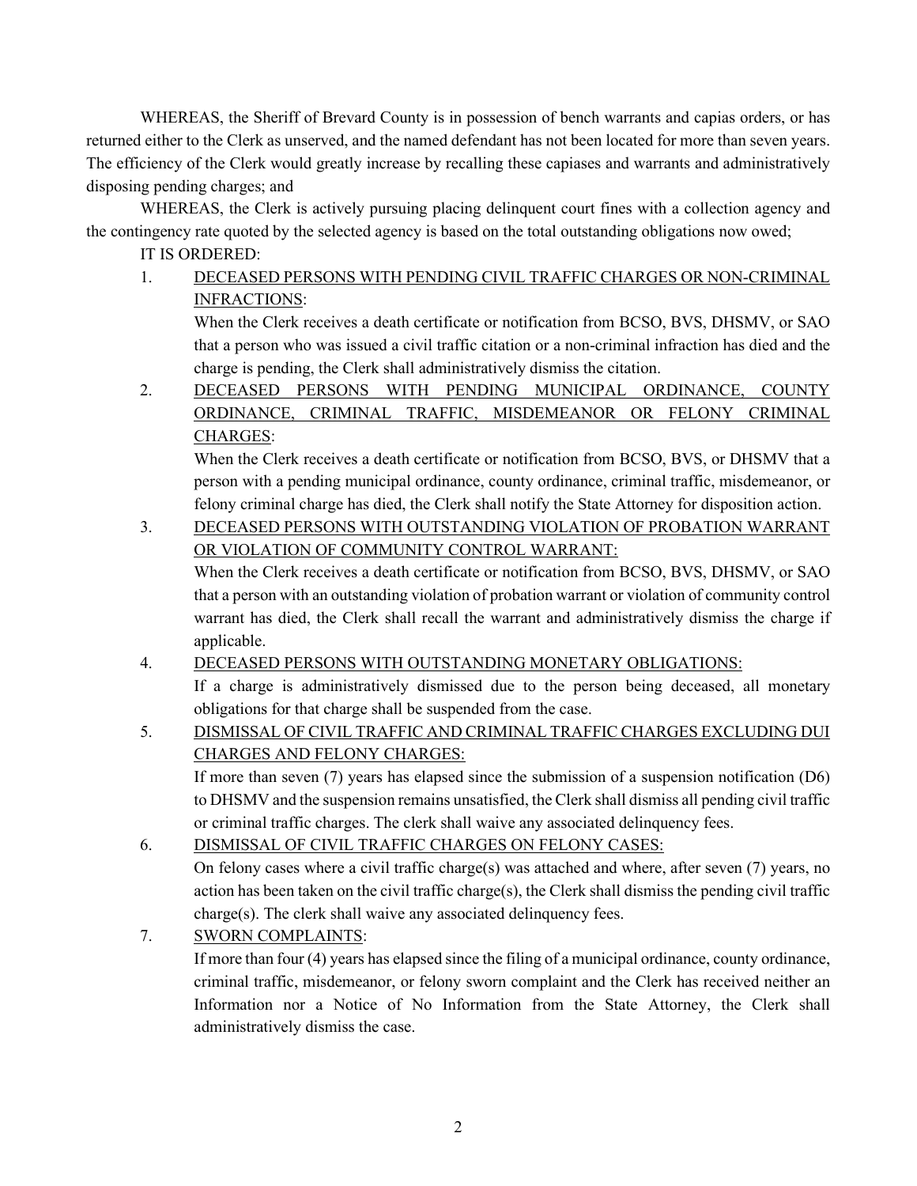WHEREAS, the Sheriff of Brevard County is in possession of bench warrants and capias orders, or has returned either to the Clerk as unserved, and the named defendant has not been located for more than seven years. The efficiency of the Clerk would greatly increase by recalling these capiases and warrants and administratively disposing pending charges; and

WHEREAS, the Clerk is actively pursuing placing delinquent court fines with a collection agency and the contingency rate quoted by the selected agency is based on the total outstanding obligations now owed;

IT IS ORDERED:

1. <u>DECEASED PERSONS WITH PENDING CIVIL TRAFFIC CHARGES OR NON-CRIMINAL INFRACTIONS</u>:
   When the Clerk receives a death certificate or notification from BCSO, BVS, DHSMV, or SAO that a person who was issued a civil traffic citation or a non-criminal infraction has died and the charge is pending, the Clerk shall administratively dismiss the citation.

2. <u>DECEASED PERSONS WITH PENDING MUNICIPAL ORDINANCE, COUNTY ORDINANCE, CRIMINAL TRAFFIC, MISDEMEANOR OR FELONY CRIMINAL CHARGES</u>:
   When the Clerk receives a death certificate or notification from BCSO, BVS, or DHSMV that a person with a pending municipal ordinance, county ordinance, criminal traffic, misdemeanor, or felony criminal charge has died, the Clerk shall notify the State Attorney for disposition action.

3. <u>DECEASED PERSONS WITH OUTSTANDING VIOLATION OF PROBATION WARRANT OR VIOLATION OF COMMUNITY CONTROL WARRANT:</u>
   When the Clerk receives a death certificate or notification from BCSO, BVS, DHSMV, or SAO that a person with an outstanding violation of probation warrant or violation of community control warrant has died, the Clerk shall recall the warrant and administratively dismiss the charge if applicable.

4. <u>DECEASED PERSONS WITH OUTSTANDING MONETARY OBLIGATIONS:</u>
   If a charge is administratively dismissed due to the person being deceased, all monetary obligations for that charge shall be suspended from the case.

5. <u>DISMISSAL OF CIVIL TRAFFIC AND CRIMINAL TRAFFIC CHARGES EXCLUDING DUI CHARGES AND FELONY CHARGES:</u>
   If more than seven (7) years has elapsed since the submission of a suspension notification (D6) to DHSMV and the suspension remains unsatisfied, the Clerk shall dismiss all pending civil traffic or criminal traffic charges. The clerk shall waive any associated delinquency fees.

6. <u>DISMISSAL OF CIVIL TRAFFIC CHARGES ON FELONY CASES:</u>
   On felony cases where a civil traffic charge(s) was attached and where, after seven (7) years, no action has been taken on the civil traffic charge(s), the Clerk shall dismiss the pending civil traffic charge(s). The clerk shall waive any associated delinquency fees.

7. <u>SWORN COMPLAINTS</u>:
   If more than four (4) years has elapsed since the filing of a municipal ordinance, county ordinance, criminal traffic, misdemeanor, or felony sworn complaint and the Clerk has received neither an Information nor a Notice of No Information from the State Attorney, the Clerk shall administratively dismiss the case.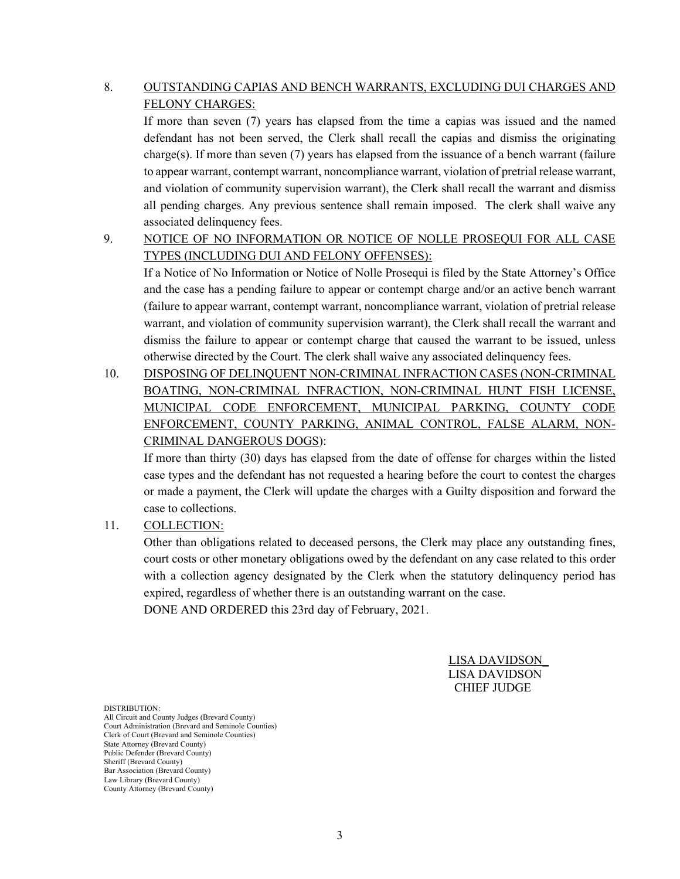8. <u>OUTSTANDING CAPIAS AND BENCH WARRANTS, EXCLUDING DUI CHARGES AND FELONY CHARGES:</u>

   If more than seven (7) years has elapsed from the time a capias was issued and the named defendant has not been served, the Clerk shall recall the capias and dismiss the originating charge(s). If more than seven (7) years has elapsed from the issuance of a bench warrant (failure to appear warrant, contempt warrant, noncompliance warrant, violation of pretrial release warrant, and violation of community supervision warrant), the Clerk shall recall the warrant and dismiss all pending charges. Any previous sentence shall remain imposed. The clerk shall waive any associated delinquency fees.

9. <u>NOTICE OF NO INFORMATION OR NOTICE OF NOLLE PROSEQUI FOR ALL CASE TYPES (INCLUDING DUI AND FELONY OFFENSES):</u>

   If a Notice of No Information or Notice of Nolle Prosequi is filed by the State Attorney's Office and the case has a pending failure to appear or contempt charge and/or an active bench warrant (failure to appear warrant, contempt warrant, noncompliance warrant, violation of pretrial release warrant, and violation of community supervision warrant), the Clerk shall recall the warrant and dismiss the failure to appear or contempt charge that caused the warrant to be issued, unless otherwise directed by the Court. The clerk shall waive any associated delinquency fees.

10. <u>DISPOSING OF DELINQUENT NON-CRIMINAL INFRACTION CASES (NON-CRIMINAL BOATING, NON-CRIMINAL INFRACTION, NON-CRIMINAL HUNT FISH LICENSE, MUNICIPAL CODE ENFORCEMENT, MUNICIPAL PARKING, COUNTY CODE ENFORCEMENT, COUNTY PARKING, ANIMAL CONTROL, FALSE ALARM, NON-CRIMINAL DANGEROUS DOGS)</u>:

    If more than thirty (30) days has elapsed from the date of offense for charges within the listed case types and the defendant has not requested a hearing before the court to contest the charges or made a payment, the Clerk will update the charges with a Guilty disposition and forward the case to collections.

11. <u>COLLECTION:</u>

    Other than obligations related to deceased persons, the Clerk may place any outstanding fines, court costs or other monetary obligations owed by the defendant on any case related to this order with a collection agency designated by the Clerk when the statutory delinquency period has expired, regardless of whether there is an outstanding warrant on the case.

    DONE AND ORDERED this 23rd day of February, 2021.

<u>LISA DAVIDSON_</u>
LISA DAVIDSON
CHIEF JUDGE

DISTRIBUTION:
All Circuit and County Judges (Brevard County)
Court Administration (Brevard and Seminole Counties)
Clerk of Court (Brevard and Seminole Counties)
State Attorney (Brevard County)
Public Defender (Brevard County)
Sheriff (Brevard County)
Bar Association (Brevard County)
Law Library (Brevard County)
County Attorney (Brevard County)